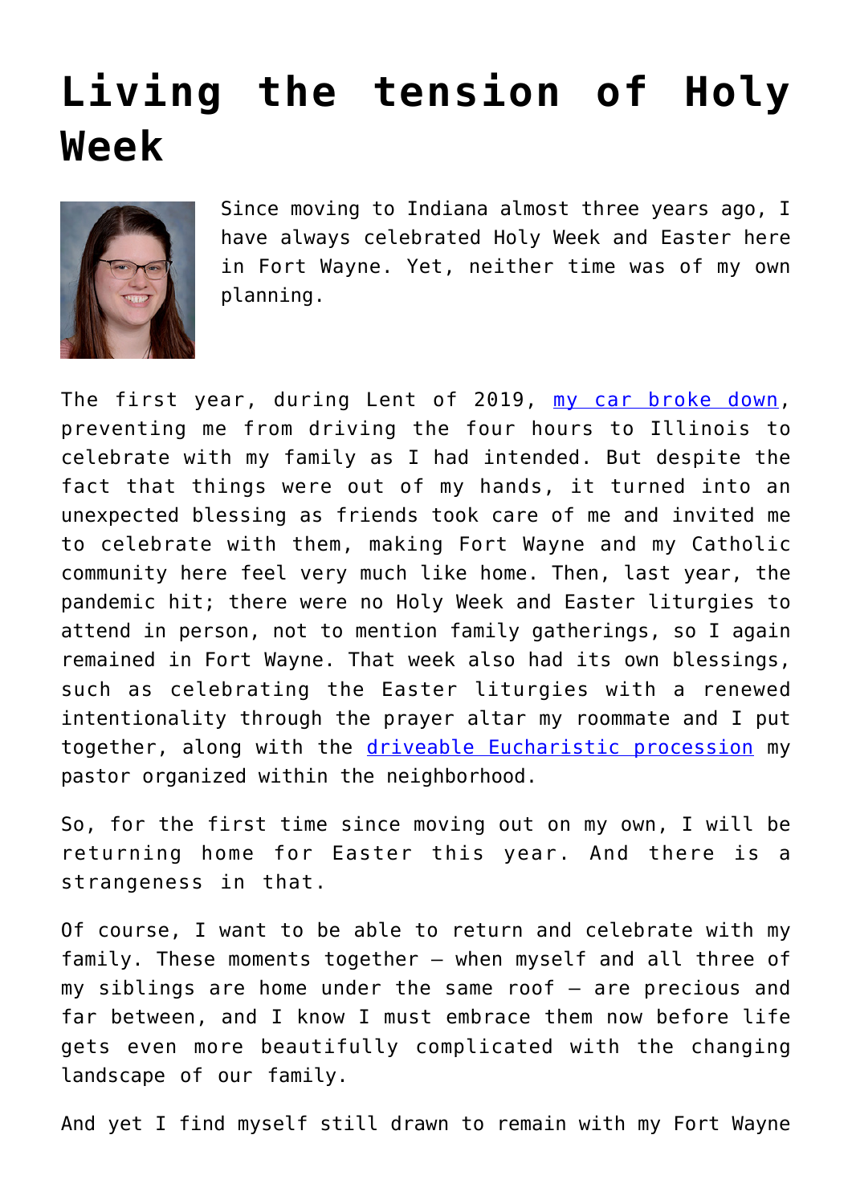# Living the tension of Holy Week

Since moving to Indiana almost three years ago, I have always celebrated Holy Week and Easter here in Fort Wayne. Yet, neither time was of my own planning.

The first year, during Lent of 2019, [my car broke down](), preventing me from driving the four hours to Illinois to celebrate with my family as I had intended. But despite the fact that things were out of my hands, it turned into an unexpected blessing as friends took care of me and invited me to celebrate with them, making Fort Wayne and my Catholic community here feel very much like home. Then, last year, the pandemic hit; there were no Holy Week and Easter liturgies to attend in person, not to mention family gatherings, so I again remained in Fort Wayne. That week also had its own blessings, such as celebrating the Easter liturgies with a renewed intentionality through the prayer altar my roommate and I put together, along with the [driveable Eucharistic procession]() my pastor organized within the neighborhood.

So, for the first time since moving out on my own, I will be returning home for Easter this year. And there is a strangeness in that.

Of course, I want to be able to return and celebrate with my family. These moments together – when myself and all three of my siblings are home under the same roof – are precious and far between, and I know I must embrace them now before life gets even more beautifully complicated with the changing landscape of our family.

And yet I find myself still drawn to remain with my Fort Wayne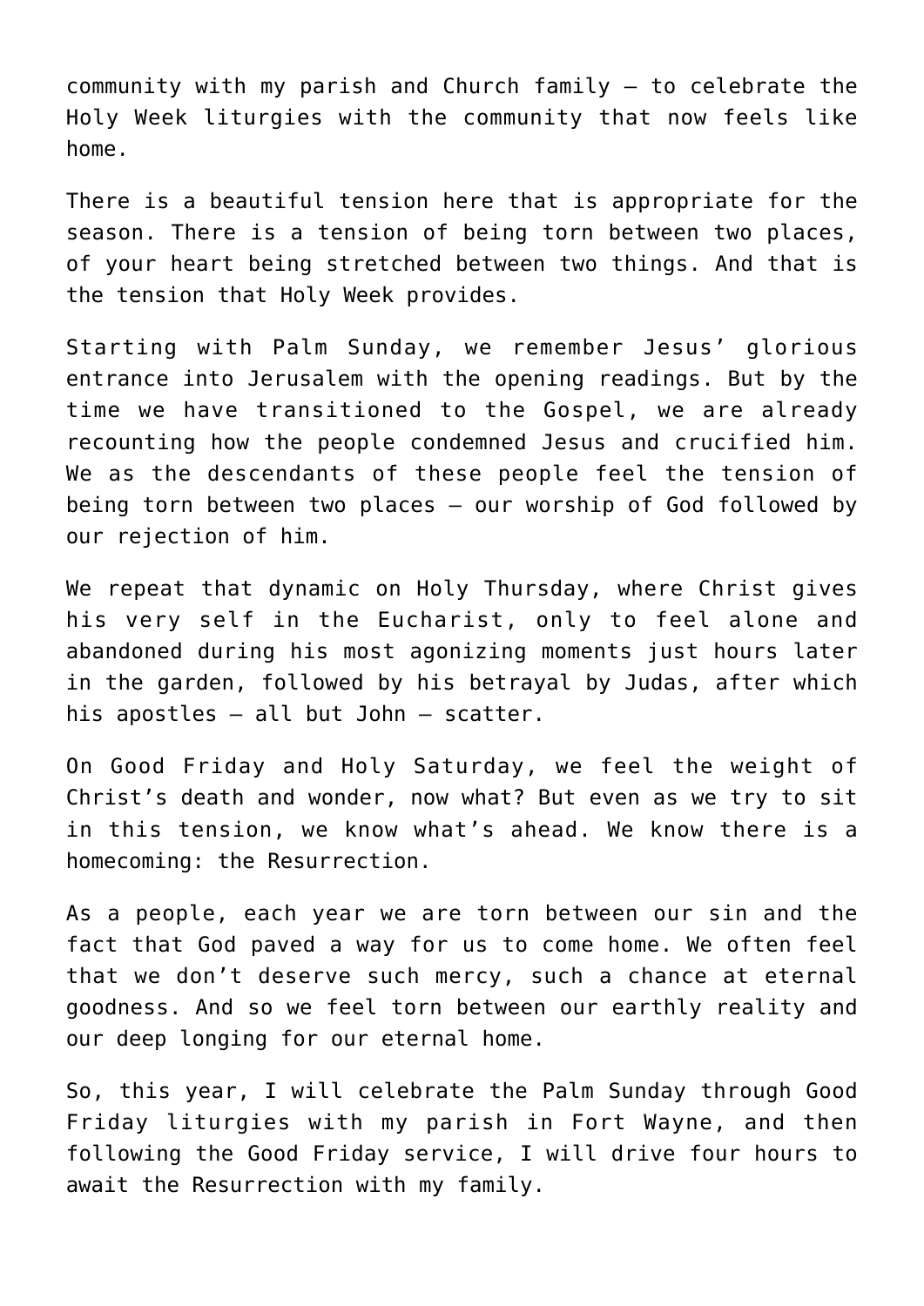community with my parish and Church family — to celebrate the Holy Week liturgies with the community that now feels like home.

There is a beautiful tension here that is appropriate for the season. There is a tension of being torn between two places, of your heart being stretched between two things. And that is the tension that Holy Week provides.

Starting with Palm Sunday, we remember Jesus' glorious entrance into Jerusalem with the opening readings. But by the time we have transitioned to the Gospel, we are already recounting how the people condemned Jesus and crucified him. We as the descendants of these people feel the tension of being torn between two places — our worship of God followed by our rejection of him.

We repeat that dynamic on Holy Thursday, where Christ gives his very self in the Eucharist, only to feel alone and abandoned during his most agonizing moments just hours later in the garden, followed by his betrayal by Judas, after which his apostles — all but John — scatter.

On Good Friday and Holy Saturday, we feel the weight of Christ's death and wonder, now what? But even as we try to sit in this tension, we know what's ahead. We know there is a homecoming: the Resurrection.

As a people, each year we are torn between our sin and the fact that God paved a way for us to come home. We often feel that we don't deserve such mercy, such a chance at eternal goodness. And so we feel torn between our earthly reality and our deep longing for our eternal home.

So, this year, I will celebrate the Palm Sunday through Good Friday liturgies with my parish in Fort Wayne, and then following the Good Friday service, I will drive four hours to await the Resurrection with my family.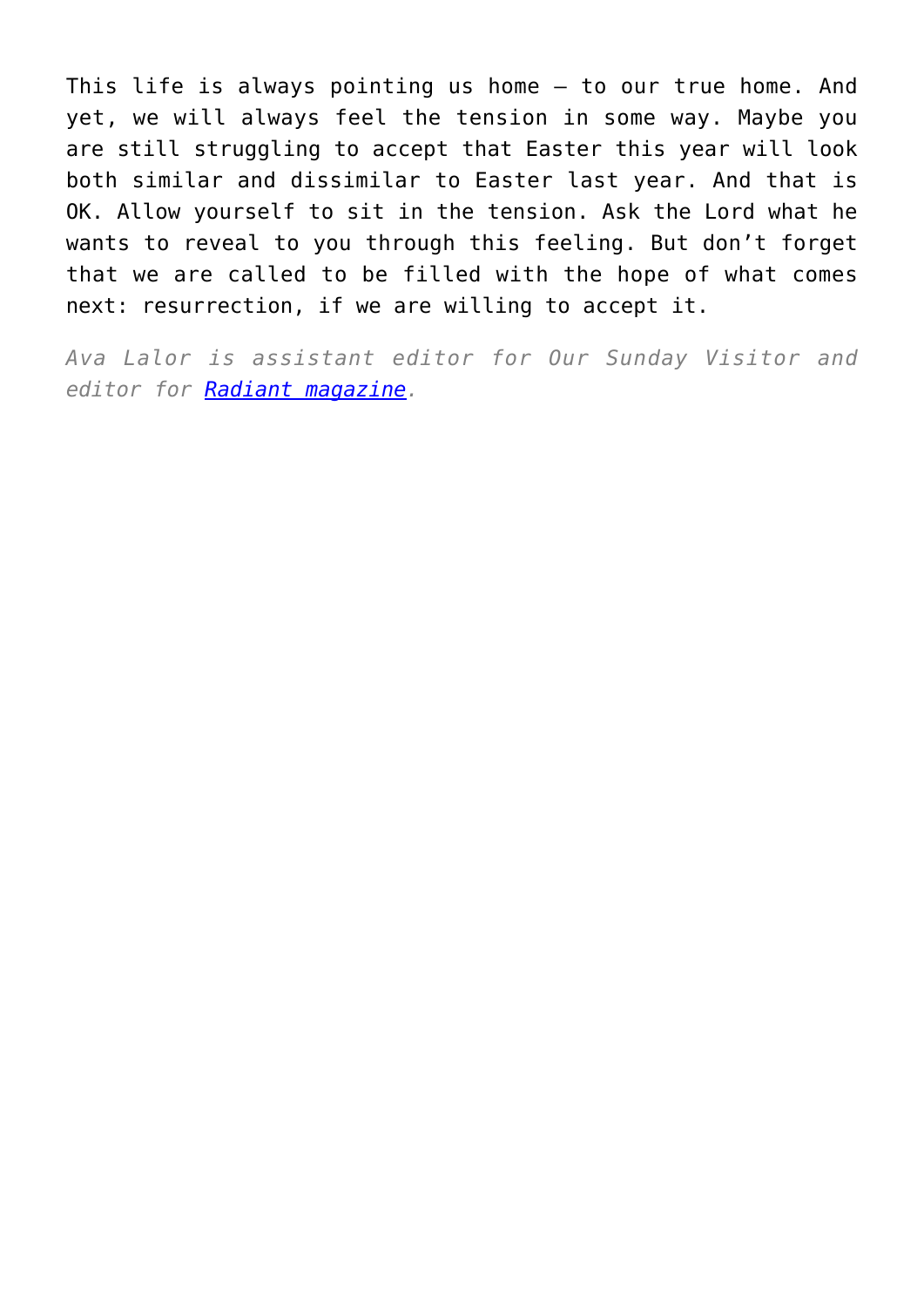This life is always pointing us home — to our true home. And yet, we will always feel the tension in some way. Maybe you are still struggling to accept that Easter this year will look both similar and dissimilar to Easter last year. And that is OK. Allow yourself to sit in the tension. Ask the Lord what he wants to reveal to you through this feeling. But don't forget that we are called to be filled with the hope of what comes next: resurrection, if we are willing to accept it.

*Ava Lalor is assistant editor for Our Sunday Visitor and editor for [Radiant magazine](Radiant magazine).*